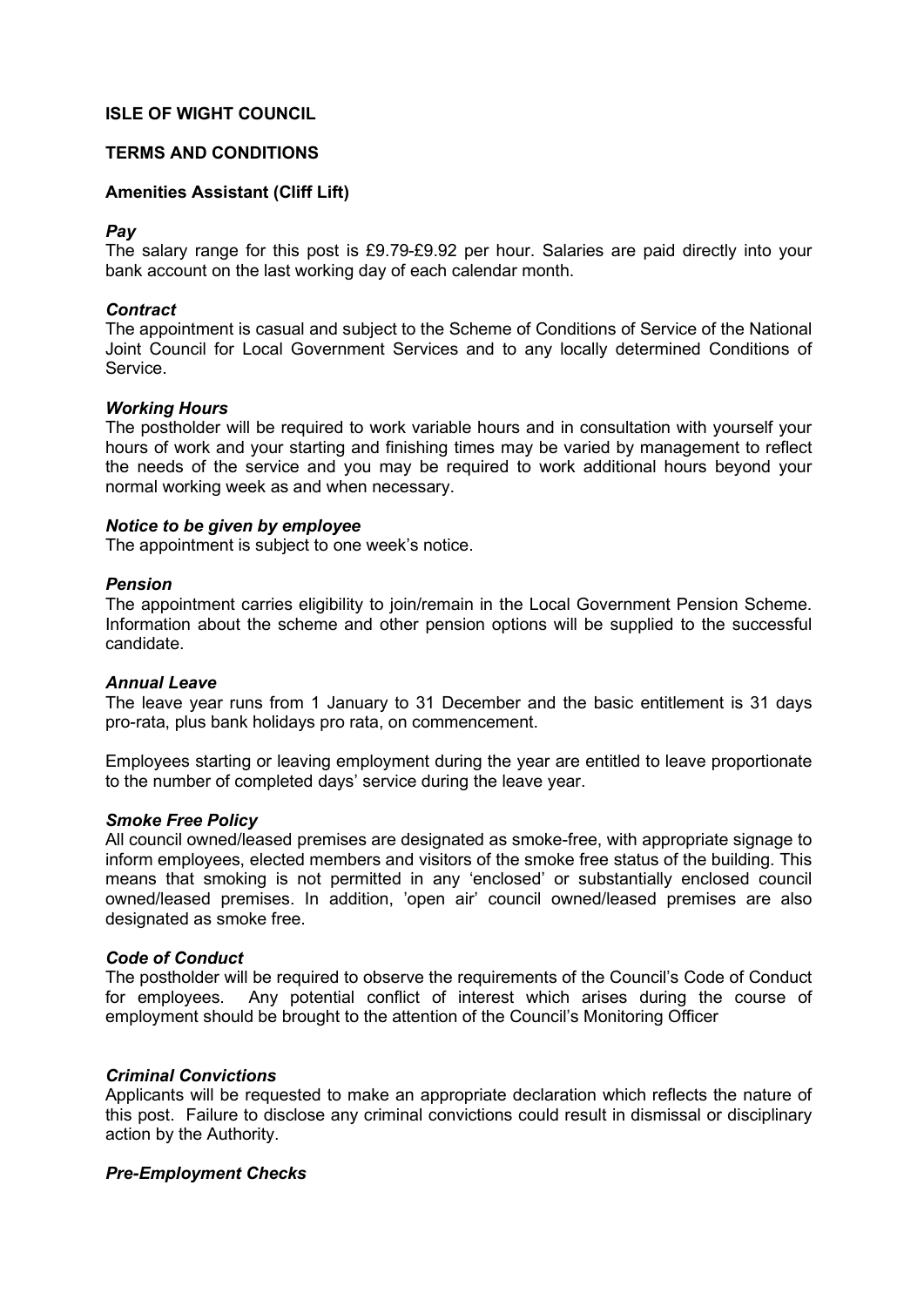**ISLE OF WIGHT COUNCIL**

**TERMS AND CONDITIONS**

**Amenities Assistant (Cliff Lift)**

***Pay***

The salary range for this post is £9.79-£9.92 per hour. Salaries are paid directly into your bank account on the last working day of each calendar month.

***Contract***

The appointment is casual and subject to the Scheme of Conditions of Service of the National Joint Council for Local Government Services and to any locally determined Conditions of Service.

***Working Hours***

The postholder will be required to work variable hours and in consultation with yourself your hours of work and your starting and finishing times may be varied by management to reflect the needs of the service and you may be required to work additional hours beyond your normal working week as and when necessary.

***Notice to be given by employee***

The appointment is subject to one week's notice.

***Pension***

The appointment carries eligibility to join/remain in the Local Government Pension Scheme. Information about the scheme and other pension options will be supplied to the successful candidate.

***Annual Leave***

The leave year runs from 1 January to 31 December and the basic entitlement is 31 days pro-rata, plus bank holidays pro rata, on commencement.

Employees starting or leaving employment during the year are entitled to leave proportionate to the number of completed days' service during the leave year.

***Smoke Free Policy***

All council owned/leased premises are designated as smoke-free, with appropriate signage to inform employees, elected members and visitors of the smoke free status of the building. This means that smoking is not permitted in any 'enclosed' or substantially enclosed council owned/leased premises. In addition, 'open air' council owned/leased premises are also designated as smoke free.

***Code of Conduct***

The postholder will be required to observe the requirements of the Council's Code of Conduct for employees. Any potential conflict of interest which arises during the course of employment should be brought to the attention of the Council's Monitoring Officer

***Criminal Convictions***

Applicants will be requested to make an appropriate declaration which reflects the nature of this post. Failure to disclose any criminal convictions could result in dismissal or disciplinary action by the Authority.

***Pre-Employment Checks***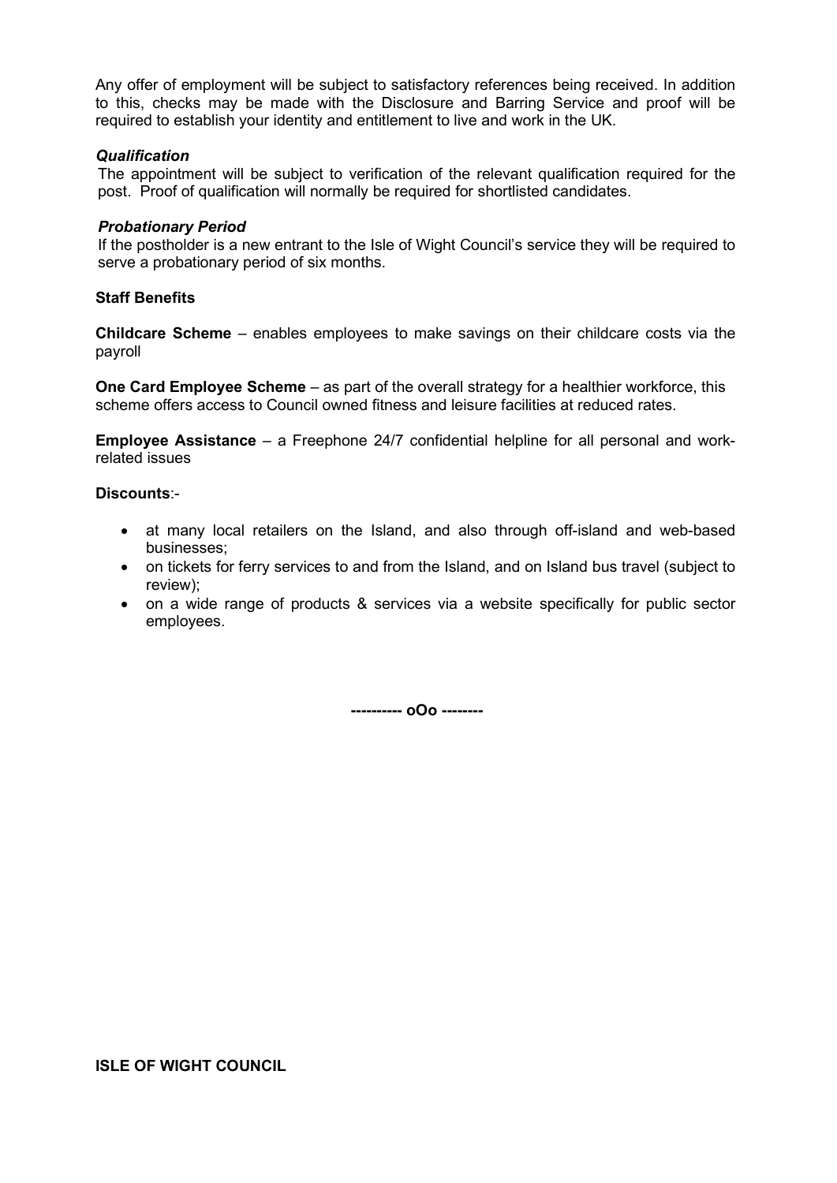Any offer of employment will be subject to satisfactory references being received. In addition to this, checks may be made with the Disclosure and Barring Service and proof will be required to establish your identity and entitlement to live and work in the UK.

***Qualification***

The appointment will be subject to verification of the relevant qualification required for the post. Proof of qualification will normally be required for shortlisted candidates.

***Probationary Period***

If the postholder is a new entrant to the Isle of Wight Council's service they will be required to serve a probationary period of six months.

**Staff Benefits**

**Childcare Scheme** – enables employees to make savings on their childcare costs via the payroll

**One Card Employee Scheme** – as part of the overall strategy for a healthier workforce, this scheme offers access to Council owned fitness and leisure facilities at reduced rates.

**Employee Assistance** – a Freephone 24/7 confidential helpline for all personal and work-related issues

**Discounts**:-

- at many local retailers on the Island, and also through off-island and web-based businesses;
- on tickets for ferry services to and from the Island, and on Island bus travel (subject to review);
- on a wide range of products & services via a website specifically for public sector employees.

**---------- oOo --------**

**ISLE OF WIGHT COUNCIL**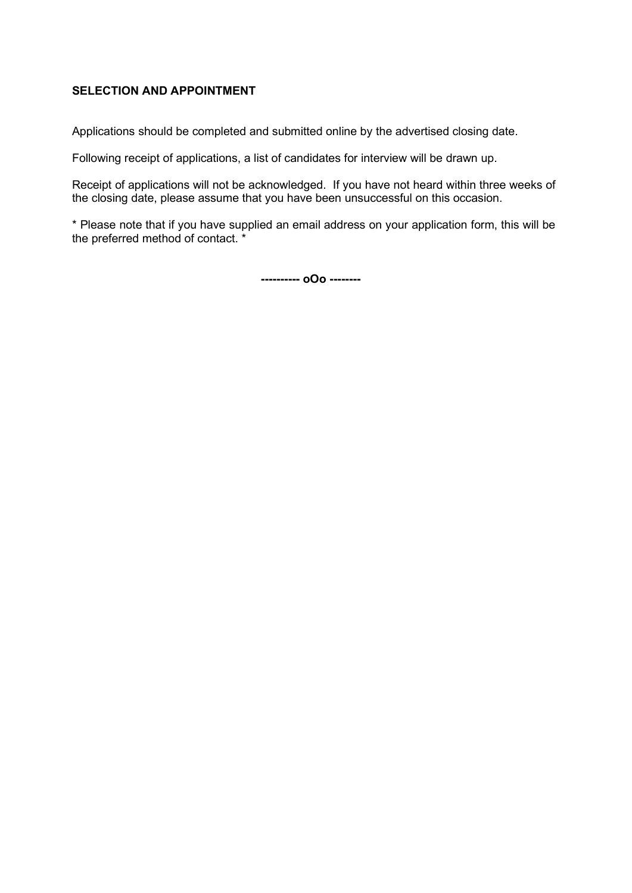**SELECTION AND APPOINTMENT**

Applications should be completed and submitted online by the advertised closing date.

Following receipt of applications, a list of candidates for interview will be drawn up.

Receipt of applications will not be acknowledged. If you have not heard within three weeks of the closing date, please assume that you have been unsuccessful on this occasion.

* Please note that if you have supplied an email address on your application form, this will be the preferred method of contact. *

**---------- oOo --------**